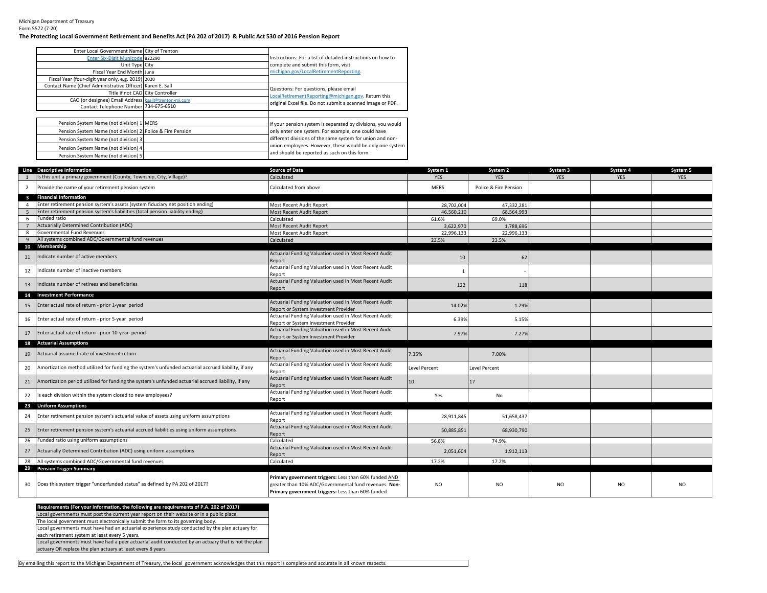Michigan Department of Treasury
Form 5572 (7-20)

**The Protecting Local Government Retirement and Benefits Act (PA 202 of 2017) & Public Act 530 of 2016 Pension Report**

| | |
|---|---|
| Enter Local Government Name | City of Trenton |
| Enter Six-Digit Municode | 822290 |
| Unit Type | City |
| Fiscal Year End Month | June |
| Fiscal Year (four-digit year only, e.g. 2019) | 2020 |
| Contact Name (Chief Administrative Officer) | Karen E. Sall |
| Title if not CAO | City Controller |
| CAO (or designee) Email Address | ksall@trenton-mi.com |
| Contact Telephone Number | 734-675-6510 |

Instructions: For a list of detailed instructions on how to complete and submit this form, visit michigan.gov/LocalRetirementReporting.

Questions: For questions, please email LocalRetirementReporting@michigan.gov. Return this original Excel file. Do not submit a scanned image or PDF.

| | |
|---|---|
| Pension System Name (not division) 1 | MERS |
| Pension System Name (not division) 2 | Police & Fire Pension |
| Pension System Name (not division) 3 | |
| Pension System Name (not division) 4 | |
| Pension System Name (not division) 5 | |

If your pension system is separated by divisions, you would only enter one system. For example, one could have different divisions of the same system for union and non-union employees. However, these would be only one system and should be reported as such on this form.

| Line | Descriptive Information | Source of Data | System 1 | System 2 | System 3 | System 4 | System 5 |
|---|---|---|---|---|---|---|---|
| 1 | Is this unit a primary government (County, Township, City, Village)? | Calculated | YES | YES | YES | YES | YES |
| 2 | Provide the name of your retirement pension system | Calculated from above | MERS | Police & Fire Pension | | | |
| **3** | **Financial Information** | | | | | | |
| 4 | Enter retirement pension system's assets (system fiduciary net position ending) | Most Recent Audit Report | 28,702,004 | 47,332,281 | | | |
| 5 | Enter retirement pension system's liabilities (total pension liability ending) | Most Recent Audit Report | 46,560,210 | 68,564,993 | | | |
| 6 | Funded ratio | Calculated | 61.6% | 69.0% | | | |
| 7 | Actuarially Determined Contribution (ADC) | Most Recent Audit Report | 3,622,970 | 1,788,696 | | | |
| 8 | Governmental Fund Revenues | Most Recent Audit Report | 22,996,133 | 22,996,133 | | | |
| 9 | All systems combined ADC/Governmental fund revenues | Calculated | 23.5% | 23.5% | | | |
| **10** | **Membership** | | | | | | |
| 11 | Indicate number of active members | Actuarial Funding Valuation used in Most Recent Audit Report | 10 | 62 | | | |
| 12 | Indicate number of inactive members | Actuarial Funding Valuation used in Most Recent Audit Report | 1 | - | | | |
| 13 | Indicate number of retirees and beneficiaries | Actuarial Funding Valuation used in Most Recent Audit Report | 122 | 118 | | | |
| **14** | **Investment Performance** | | | | | | |
| 15 | Enter actual rate of return - prior 1-year period | Actuarial Funding Valuation used in Most Recent Audit Report or System Investment Provider | 14.02% | 1.29% | | | |
| 16 | Enter actual rate of return - prior 5-year period | Actuarial Funding Valuation used in Most Recent Audit Report or System Investment Provider | 6.39% | 5.15% | | | |
| 17 | Enter actual rate of return - prior 10-year period | Actuarial Funding Valuation used in Most Recent Audit Report or System Investment Provider | 7.97% | 7.27% | | | |
| **18** | **Actuarial Assumptions** | | | | | | |
| 19 | Actuarial assumed rate of investment return | Actuarial Funding Valuation used in Most Recent Audit Report | 7.35% | 7.00% | | | |
| 20 | Amortization method utilized for funding the system's unfunded actuarial accrued liability, if any | Actuarial Funding Valuation used in Most Recent Audit Report | Level Percent | Level Percent | | | |
| 21 | Amortization period utilized for funding the system's unfunded actuarial accrued liability, if any | Actuarial Funding Valuation used in Most Recent Audit Report | 10 | 17 | | | |
| 22 | Is each division within the system closed to new employees? | Actuarial Funding Valuation used in Most Recent Audit Report | Yes | No | | | |
| **23** | **Uniform Assumptions** | | | | | | |
| 24 | Enter retirement pension system's actuarial value of assets using uniform assumptions | Actuarial Funding Valuation used in Most Recent Audit Report | 28,911,845 | 51,658,437 | | | |
| 25 | Enter retirement pension system's actuarial accrued liabilities using uniform assumptions | Actuarial Funding Valuation used in Most Recent Audit Report | 50,885,851 | 68,930,790 | | | |
| 26 | Funded ratio using uniform assumptions | Calculated | 56.8% | 74.9% | | | |
| 27 | Actuarially Determined Contribution (ADC) using uniform assumptions | Actuarial Funding Valuation used in Most Recent Audit Report | 2,051,604 | 1,912,113 | | | |
| 28 | All systems combined ADC/Governmental fund revenues | Calculated | 17.2% | 17.2% | | | |
| **29** | **Pension Trigger Summary** | | | | | | |
| 30 | Does this system trigger "underfunded status" as defined by PA 202 of 2017? | **Primary government triggers:** Less than 60% funded AND greater than 10% ADC/Governmental fund revenues. **Non-Primary government triggers:** Less than 60% funded | NO | NO | NO | NO | NO |

| **Requirements (For your information, the following are requirements of P.A. 202 of 2017)** |
|---|
| Local governments must post the current year report on their website or in a public place. |
| The local government must electronically submit the form to its governing body. |
| Local governments must have had an actuarial experience study conducted by the plan actuary for each retirement system at least every 5 years. |
| Local governments must have had a peer actuarial audit conducted by an actuary that is not the plan actuary OR replace the plan actuary at least every 8 years. |

By emailing this report to the Michigan Department of Treasury, the local government acknowledges that this report is complete and accurate in all known respects.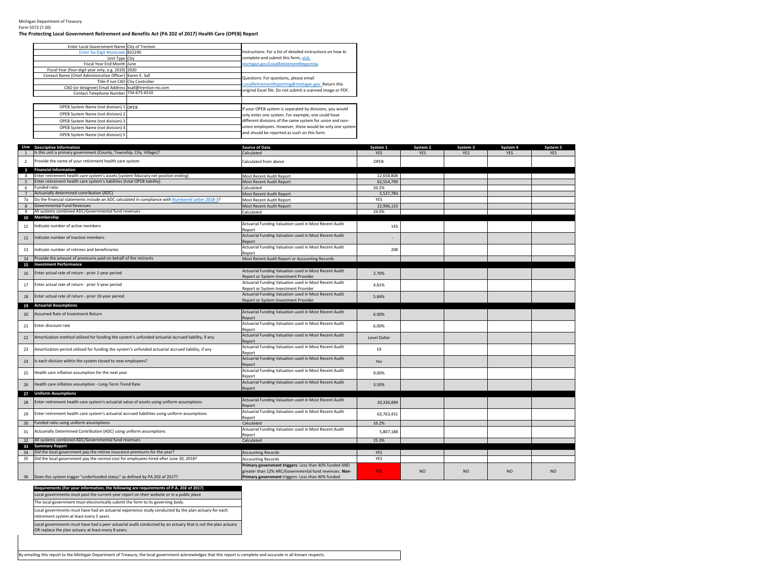Michigan Department of Treasury
Form 5572 (7-20)

**The Protecting Local Government Retirement and Benefits Act (PA 202 of 2017) Health Care (OPEB) Report**

| | |
|---|---|
| Enter Local Government Name | City of Trenton |
| Enter Six-Digit Municode | 822290 |
| Unit Type | City |
| Fiscal Year End Month | June |
| Fiscal Year (four-digit year only, e.g. 2019) | 2020 |
| Contact Name (Chief Administrative Officer) | Karen E. Sall |
| Title if not CAO | City Controller |
| CAO (or designee) Email Address | ksall@trenton-mi.com |
| Contact Telephone Number | 734-675-6510 |

Instructions: For a list of detailed instructions on how to complete and submit this form, visit michigan.gov/LocalRetirementReporting.

Questions: For questions, please email LocalRetirementReporting@michigan.gov. Return this original Excel file. Do not submit a scanned image or PDF.

| | |
|---|---|
| OPEB System Name (not division) 1 | OPEB |
| OPEB System Name (not division) 2 | |
| OPEB System Name (not division) 3 | |
| OPEB System Name (not division) 4 | |
| OPEB System Name (not division) 5 | |

If your OPEB system is separated by divisions, you would only enter one system. For example, one could have different divisions of the same system for union and non-union employees. However, these would be only one system and should be reported as such on this form.

| Line | Descriptive Information | Source of Data | System 1 | System 2 | System 3 | System 4 | System 5 |
|---|---|---|---|---|---|---|---|
| 1 | Is this unit a primary government (County, Township, City, Village)? | Calculated | YES | YES | YES | YES | YES |
| 2 | Provide the name of your retirement health care system | Calculated from above | OPEB | | | | |
| 3 | **Financial Information** | | | | | | |
| 4 | Enter retirement health care system's assets (system fiduciary net position ending) | Most Recent Audit Report | 12,658,808 | | | | |
| 5 | Enter retirement health care system's liabilities (total OPEB liability) | Most Recent Audit Report | 62,554,799 | | | | |
| 6 | Funded ratio | Calculated | 20.2% | | | | |
| 7 | Actuarially determined contribution (ADC) | Most Recent Audit Report | 5,527,783 | | | | |
| 7a | Do the financial statements include an ADC calculated in compliance with Numbered Letter 2018-3? | Most Recent Audit Report | YES | | | | |
| 8 | Governmental Fund Revenues | Most Recent Audit Report | 22,996,133 | | | | |
| 9 | All systems combined ADC/Governmental fund revenues | Calculated | 24.0% | | | | |
| 10 | **Membership** | | | | | | |
| 11 | Indicate number of active members | Actuarial Funding Valuation used in Most Recent Audit Report | 143 | | | | |
| 12 | Indicate number of inactive members | Actuarial Funding Valuation used in Most Recent Audit Report | - | | | | |
| 13 | Indicate number of retirees and beneficiaries | Actuarial Funding Valuation used in Most Recent Audit Report | 208 | | | | |
| 14 | Provide the amount of premiums paid on behalf of the retirants | Most Recent Audit Report or Accounting Records | | | | | |
| 15 | **Investment Performance** | | | | | | |
| 16 | Enter actual rate of return - prior 1-year period | Actuarial Funding Valuation used in Most Recent Audit Report or System Investment Provider | 2.70% | | | | |
| 17 | Enter actual rate of return - prior 5-year period | Actuarial Funding Valuation used in Most Recent Audit Report or System Investment Provider | 4.81% | | | | |
| 18 | Enter actual rate of return - prior 10-year period | Actuarial Funding Valuation used in Most Recent Audit Report or System Investment Provider | 5.84% | | | | |
| 19 | **Actuarial Assumptions** | | | | | | |
| 20 | Assumed Rate of Investment Return | Actuarial Funding Valuation used in Most Recent Audit Report | 6.00% | | | | |
| 21 | Enter discount rate | Actuarial Funding Valuation used in Most Recent Audit Report | 6.00% | | | | |
| 22 | Amortization method utilized for funding the system's unfunded actuarial accrued liability, if any | Actuarial Funding Valuation used in Most Recent Audit Report | Level Dollar | | | | |
| 23 | Amortization period utilized for funding the system's unfunded actuarial accrued liability, if any | Actuarial Funding Valuation used in Most Recent Audit Report | 19 | | | | |
| 24 | Is each division within the system closed to new employees? | Actuarial Funding Valuation used in Most Recent Audit Report | Yes | | | | |
| 25 | Health care inflation assumption for the next year | Actuarial Funding Valuation used in Most Recent Audit Report | 9.00% | | | | |
| 26 | Health care inflation assumption - Long-Term Trend Rate | Actuarial Funding Valuation used in Most Recent Audit Report | 3.50% | | | | |
| 27 | **Uniform Assumptions** | | | | | | |
| 28 | Enter retirement health care system's actuarial value of assets using uniform assumptions | Actuarial Funding Valuation used in Most Recent Audit Report | 10,336,899 | | | | |
| 29 | Enter retirement health care system's actuarial accrued liabilities using uniform assumptions | Actuarial Funding Valuation used in Most Recent Audit Report | 63,763,431 | | | | |
| 30 | Funded ratio using uniform assumptions | Calculated | 16.2% | | | | |
| 31 | Actuarially Determined Contribution (ADC) using uniform assumptions | Actuarial Funding Valuation used in Most Recent Audit Report | 5,807,188 | | | | |
| 32 | All systems combined ADC/Governmental fund revenues | Calculated | 25.3% | | | | |
| 33 | **Summary Report** | | | | | | |
| 34 | Did the local government pay the retiree insurance premiums for the year? | Accounting Records | YES | | | | |
| 35 | Did the local government pay the normal cost for employees hired after June 30, 2018? | Accounting Records | YES | | | | |
| 36 | Does this system trigger "underfunded status" as defined by PA 202 of 2017? | **Primary government triggers**: Less than 40% funded AND greater than 12% ARC/Governmental fund revenues. **Non-Primary government** triggers: Less than 40% funded | YES | NO | NO | NO | NO |

| **Requirements (For your information, the following are requirements of P.A. 202 of 2017)** |
|---|
| Local governments must post the current year report on their website or in a public place |
| The local government must electronically submit the form to its governing body. |
| Local governments must have had an actuarial experience study conducted by the plan actuary for each retirement system at least every 5 years |
| Local governments must have had a peer actuarial audit conducted by an actuary that is not the plan actuary OR replace the plan actuary at least every 8 years. |

By emailing this report to the Michigan Department of Treasury, the local government acknowledges that this report is complete and accurate in all known respects.